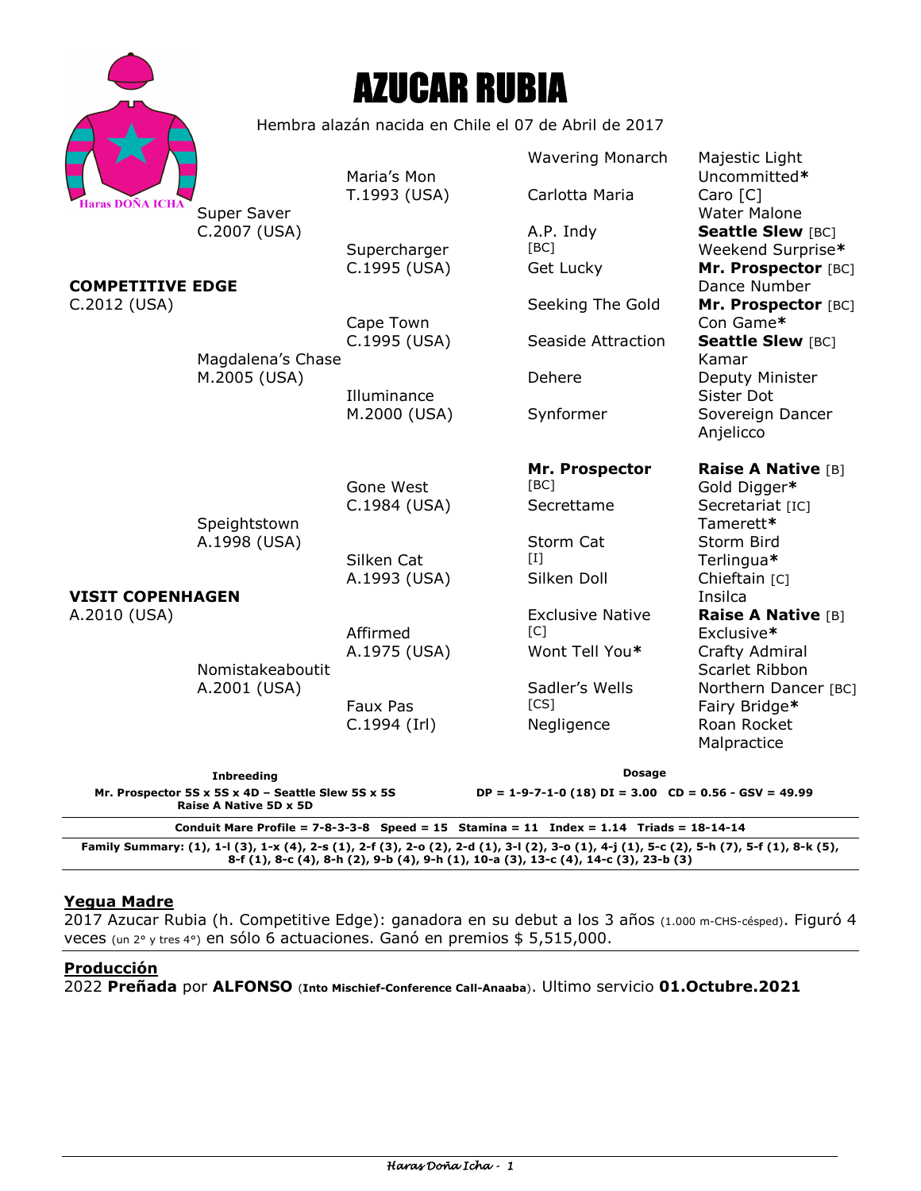# AZUCAR RUBIA

Haras DOÑA ICHA

Hembra alazán nacida en Chile el 07 de Abril de 2017

| | | | | |
|---|---|---|---|---|
| **COMPETITIVE EDGE** C.2012 (USA) | Super Saver C.2007 (USA) | Maria's Mon T.1993 (USA) | Wavering Monarch | Majestic Light |
| | | | | Uncommitted* |
| | | | Carlotta Maria | Caro [C] |
| | | | | Water Malone |
| | | Supercharger C.1995 (USA) | A.P. Indy [BC] | **Seattle Slew** [BC] |
| | | | | Weekend Surprise* |
| | | | Get Lucky | **Mr. Prospector** [BC] |
| | | | | Dance Number |
| | Magdalena's Chase M.2005 (USA) | Cape Town C.1995 (USA) | Seeking The Gold | **Mr. Prospector** [BC] |
| | | | | Con Game* |
| | | | Seaside Attraction | **Seattle Slew** [BC] |
| | | | | Kamar |
| | | Illuminance M.2000 (USA) | Dehere | Deputy Minister |
| | | | | Sister Dot |
| | | | Synformer | Sovereign Dancer |
| | | | | Anjelicco |
| **VISIT COPENHAGEN** A.2010 (USA) | Speightstown A.1998 (USA) | Gone West C.1984 (USA) | **Mr. Prospector** [BC] | **Raise A Native** [B] |
| | | | | Gold Digger* |
| | | | Secrettame | Secretariat [IC] |
| | | | | Tamerett* |
| | | Silken Cat A.1993 (USA) | Storm Cat [I] | Storm Bird |
| | | | | Terlingua* |
| | | | Silken Doll | Chieftain [C] |
| | | | | Insilca |
| | Nomistakeaboutit A.2001 (USA) | Affirmed A.1975 (USA) | Exclusive Native [C] | **Raise A Native** [B] |
| | | | | Exclusive* |
| | | | Wont Tell You* | Crafty Admiral |
| | | | | Scarlet Ribbon |
| | | Faux Pas C.1994 (Irl) | Sadler's Wells [CS] | Northern Dancer [BC] |
| | | | | Fairy Bridge* |
| | | | Negligence | Roan Rocket |
| | | | | Malpractice |

**Inbreeding**
**Mr. Prospector 5S x 5S x 4D – Seattle Slew 5S x 5S**
**Raise A Native 5D x 5D**

**Dosage**
**DP = 1-9-7-1-0 (18) DI = 3.00 CD = 0.56 - GSV = 49.99**

**Conduit Mare Profile = 7-8-3-3-8 Speed = 15 Stamina = 11 Index = 1.14 Triads = 18-14-14**

**Family Summary: (1), 1-l (3), 1-x (4), 2-s (1), 2-f (3), 2-o (2), 2-d (1), 3-l (2), 3-o (1), 4-j (1), 5-c (2), 5-h (7), 5-f (1), 8-k (5), 8-f (1), 8-c (4), 8-h (2), 9-b (4), 9-h (1), 10-a (3), 13-c (4), 14-c (3), 23-b (3)**

## Yegua Madre

2017 Azucar Rubia (h. Competitive Edge): ganadora en su debut a los 3 años (1.000 m-CHS-césped). Figuró 4 veces (un 2° y tres 4°) en sólo 6 actuaciones. Ganó en premios $ 5,515,000.

## Producción

2022 **Preñada** por **ALFONSO** (**Into Mischief-Conference Call-Anaaba**). Ultimo servicio **01.Octubre.2021**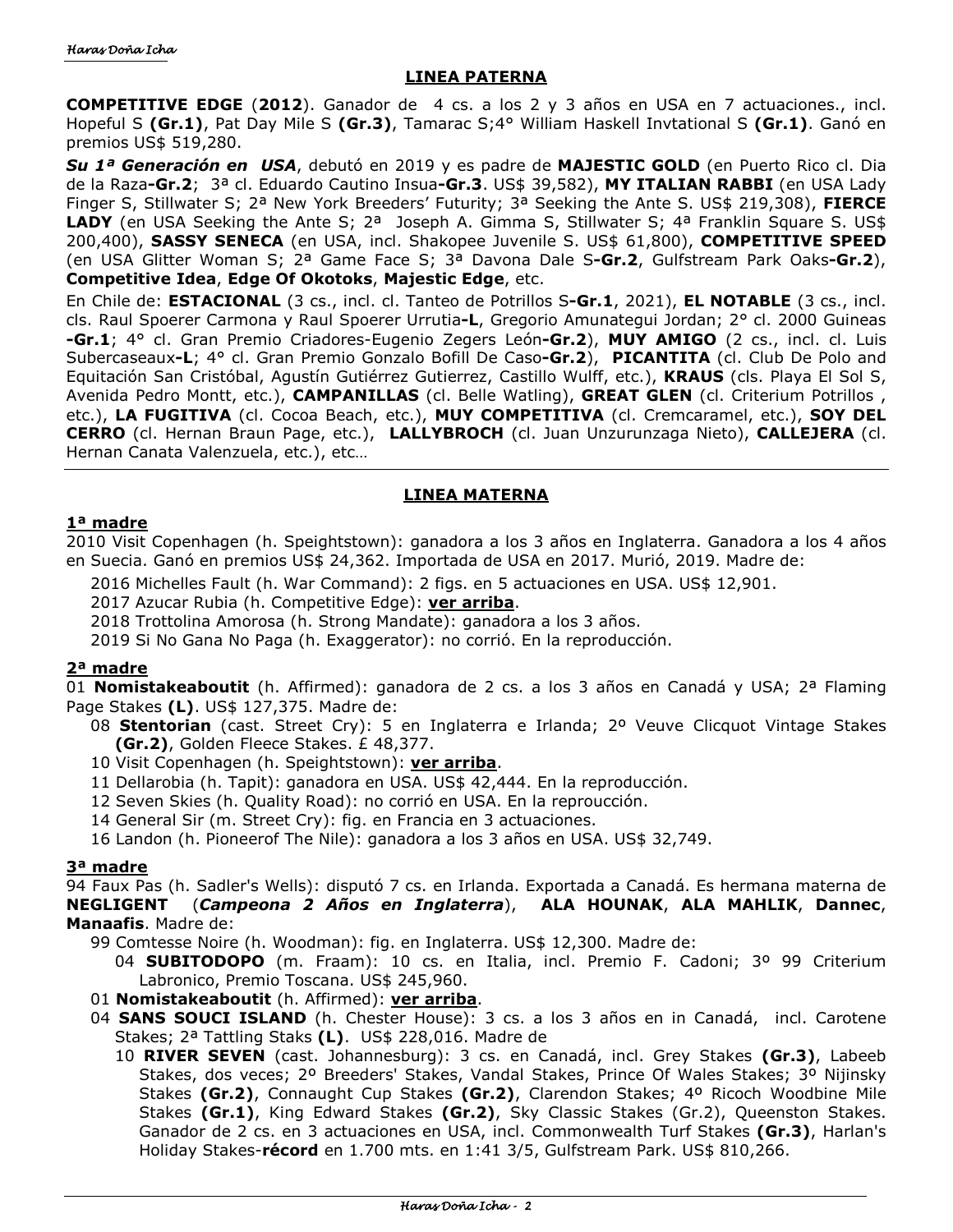## LINEA PATERNA

**COMPETITIVE EDGE** (**2012**). Ganador de 4 cs. a los 2 y 3 años en USA en 7 actuaciones., incl. Hopeful S **(Gr.1)**, Pat Day Mile S **(Gr.3)**, Tamarac S;4° William Haskell Invtational S **(Gr.1)**. Ganó en premios US$ 519,280.

***Su 1ª Generación en USA***, debutó en 2019 y es padre de **MAJESTIC GOLD** (en Puerto Rico cl. Dia de la Raza**-Gr.2**; 3ª cl. Eduardo Cautino Insua**-Gr.3**. US$ 39,582), **MY ITALIAN RABBI** (en USA Lady Finger S, Stillwater S; 2ª New York Breeders' Futurity; 3ª Seeking the Ante S. US$ 219,308), **FIERCE LADY** (en USA Seeking the Ante S; 2ª Joseph A. Gimma S, Stillwater S; 4ª Franklin Square S. US$ 200,400), **SASSY SENECA** (en USA, incl. Shakopee Juvenile S. US$ 61,800), **COMPETITIVE SPEED** (en USA Glitter Woman S; 2ª Game Face S; 3ª Davona Dale S**-Gr.2**, Gulfstream Park Oaks**-Gr.2**), **Competitive Idea**, **Edge Of Okotoks**, **Majestic Edge**, etc.

En Chile de: **ESTACIONAL** (3 cs., incl. cl. Tanteo de Potrillos S**-Gr.1**, 2021), **EL NOTABLE** (3 cs., incl. cls. Raul Spoerer Carmona y Raul Spoerer Urrutia**-L**, Gregorio Amunategui Jordan; 2° cl. 2000 Guineas **-Gr.1**; 4° cl. Gran Premio Criadores-Eugenio Zegers León**-Gr.2**), **MUY AMIGO** (2 cs., incl. cl. Luis Subercaseaux**-L**; 4° cl. Gran Premio Gonzalo Bofill De Caso**-Gr.2**), **PICANTITA** (cl. Club De Polo and Equitación San Cristóbal, Agustín Gutiérrez Gutierrez, Castillo Wulff, etc.), **KRAUS** (cls. Playa El Sol S, Avenida Pedro Montt, etc.), **CAMPANILLAS** (cl. Belle Watling), **GREAT GLEN** (cl. Criterium Potrillos , etc.), **LA FUGITIVA** (cl. Cocoa Beach, etc.), **MUY COMPETITIVA** (cl. Cremcaramel, etc.), **SOY DEL CERRO** (cl. Hernan Braun Page, etc.), **LALLYBROCH** (cl. Juan Unzurunzaga Nieto), **CALLEJERA** (cl. Hernan Canata Valenzuela, etc.), etc…

## LINEA MATERNA

### 1ª madre

2010 Visit Copenhagen (h. Speightstown): ganadora a los 3 años en Inglaterra. Ganadora a los 4 años en Suecia. Ganó en premios US$ 24,362. Importada de USA en 2017. Murió, 2019. Madre de:

- 2016 Michelles Fault (h. War Command): 2 figs. en 5 actuaciones en USA. US$ 12,901.
- 2017 Azucar Rubia (h. Competitive Edge): **ver arriba**.
- 2018 Trottolina Amorosa (h. Strong Mandate): ganadora a los 3 años.
- 2019 Si No Gana No Paga (h. Exaggerator): no corrió. En la reproducción.

### 2ª madre

01 **Nomistakeaboutit** (h. Affirmed): ganadora de 2 cs. a los 3 años en Canadá y USA; 2ª Flaming Page Stakes **(L)**. US$ 127,375. Madre de:

- 08 **Stentorian** (cast. Street Cry): 5 en Inglaterra e Irlanda; 2º Veuve Clicquot Vintage Stakes **(Gr.2)**, Golden Fleece Stakes. £ 48,377.
- 10 Visit Copenhagen (h. Speightstown): **ver arriba**.
- 11 Dellarobia (h. Tapit): ganadora en USA. US$ 42,444. En la reproducción.
- 12 Seven Skies (h. Quality Road): no corrió en USA. En la reproucción.
- 14 General Sir (m. Street Cry): fig. en Francia en 3 actuaciones.
- 16 Landon (h. Pioneerof The Nile): ganadora a los 3 años en USA. US$ 32,749.

### 3ª madre

94 Faux Pas (h. Sadler's Wells): disputó 7 cs. en Irlanda. Exportada a Canadá. Es hermana materna de **NEGLIGENT** (***Campeona 2 Años en Inglaterra***), **ALA HOUNAK**, **ALA MAHLIK**, **Dannec**, **Manaafis**. Madre de:

- 99 Comtesse Noire (h. Woodman): fig. en Inglaterra. US$ 12,300. Madre de:
  - 04 **SUBITODOPO** (m. Fraam): 10 cs. en Italia, incl. Premio F. Cadoni; 3º 99 Criterium Labronico, Premio Toscana. US$ 245,960.
- 01 **Nomistakeaboutit** (h. Affirmed): **ver arriba**.
- 04 **SANS SOUCI ISLAND** (h. Chester House): 3 cs. a los 3 años en in Canadá, incl. Carotene Stakes; 2ª Tattling Staks **(L)**. US$ 228,016. Madre de
  - 10 **RIVER SEVEN** (cast. Johannesburg): 3 cs. en Canadá, incl. Grey Stakes **(Gr.3)**, Labeeb Stakes, dos veces; 2º Breeders' Stakes, Vandal Stakes, Prince Of Wales Stakes; 3º Nijinsky Stakes **(Gr.2)**, Connaught Cup Stakes **(Gr.2)**, Clarendon Stakes; 4º Ricoch Woodbine Mile Stakes **(Gr.1)**, King Edward Stakes **(Gr.2)**, Sky Classic Stakes (Gr.2), Queenston Stakes. Ganador de 2 cs. en 3 actuaciones en USA, incl. Commonwealth Turf Stakes **(Gr.3)**, Harlan's Holiday Stakes-**récord** en 1.700 mts. en 1:41 3/5, Gulfstream Park. US$ 810,266.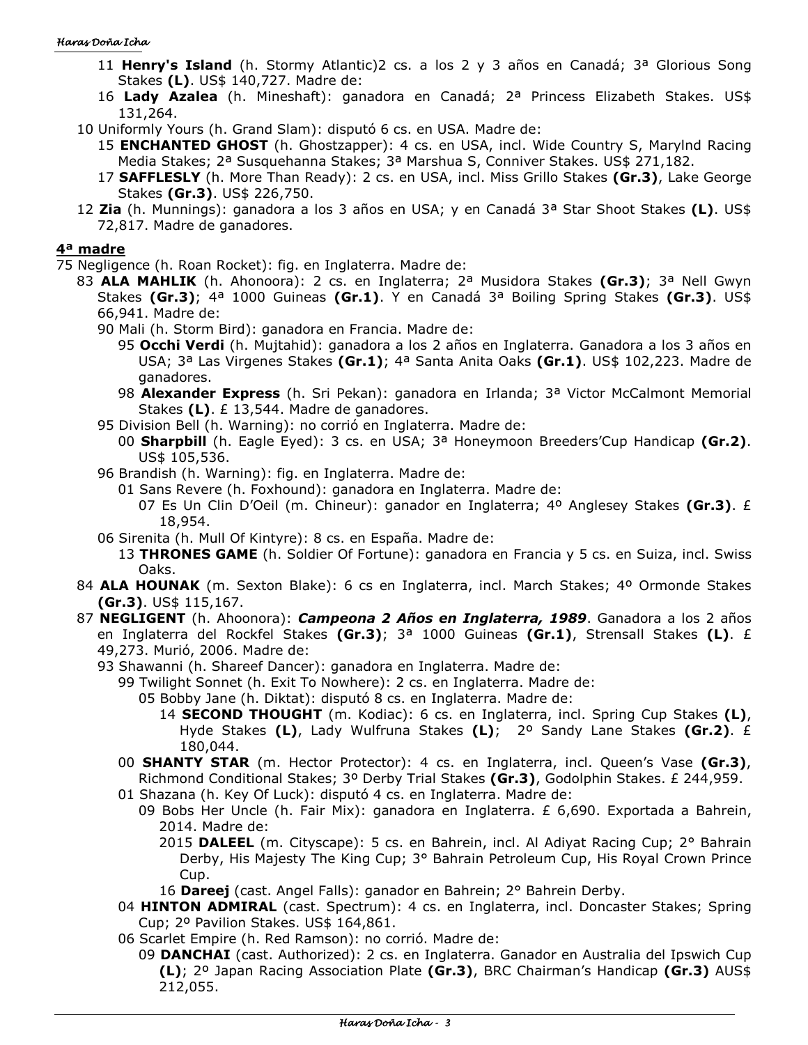11 **Henry's Island** (h. Stormy Atlantic)2 cs. a los 2 y 3 años en Canadá; 3ª Glorious Song Stakes **(L)**. US$ 140,727. Madre de:

16 **Lady Azalea** (h. Mineshaft): ganadora en Canadá; 2ª Princess Elizabeth Stakes. US$ 131,264.

10 Uniformly Yours (h. Grand Slam): disputó 6 cs. en USA. Madre de:

15 **ENCHANTED GHOST** (h. Ghostzapper): 4 cs. en USA, incl. Wide Country S, Marylnd Racing Media Stakes; 2ª Susquehanna Stakes; 3ª Marshua S, Conniver Stakes. US$ 271,182.

17 **SAFFLESLY** (h. More Than Ready): 2 cs. en USA, incl. Miss Grillo Stakes **(Gr.3)**, Lake George Stakes **(Gr.3)**. US$ 226,750.

12 **Zia** (h. Munnings): ganadora a los 3 años en USA; y en Canadá 3ª Star Shoot Stakes **(L)**. US$ 72,817. Madre de ganadores.

## 4ª madre

75 Negligence (h. Roan Rocket): fig. en Inglaterra. Madre de:

83 **ALA MAHLIK** (h. Ahonoora): 2 cs. en Inglaterra; 2ª Musidora Stakes **(Gr.3)**; 3ª Nell Gwyn Stakes **(Gr.3)**; 4ª 1000 Guineas **(Gr.1)**. Y en Canadá 3ª Boiling Spring Stakes **(Gr.3)**. US$ 66,941. Madre de:

90 Mali (h. Storm Bird): ganadora en Francia. Madre de:

95 **Occhi Verdi** (h. Mujtahid): ganadora a los 2 años en Inglaterra. Ganadora a los 3 años en USA; 3ª Las Virgenes Stakes **(Gr.1)**; 4ª Santa Anita Oaks **(Gr.1)**. US$ 102,223. Madre de ganadores.

98 **Alexander Express** (h. Sri Pekan): ganadora en Irlanda; 3ª Victor McCalmont Memorial Stakes **(L)**. £ 13,544. Madre de ganadores.

95 Division Bell (h. Warning): no corrió en Inglaterra. Madre de:

00 **Sharpbill** (h. Eagle Eyed): 3 cs. en USA; 3ª Honeymoon Breeders'Cup Handicap **(Gr.2)**. US$ 105,536.

96 Brandish (h. Warning): fig. en Inglaterra. Madre de:

01 Sans Revere (h. Foxhound): ganadora en Inglaterra. Madre de:

07 Es Un Clin D'Oeil (m. Chineur): ganador en Inglaterra; 4º Anglesey Stakes **(Gr.3)**. £ 18,954.

06 Sirenita (h. Mull Of Kintyre): 8 cs. en España. Madre de:

13 **THRONES GAME** (h. Soldier Of Fortune): ganadora en Francia y 5 cs. en Suiza, incl. Swiss Oaks.

84 **ALA HOUNAK** (m. Sexton Blake): 6 cs en Inglaterra, incl. March Stakes; 4º Ormonde Stakes **(Gr.3)**. US$ 115,167.

87 **NEGLIGENT** (h. Ahoonora): ***Campeona 2 Años en Inglaterra, 1989***. Ganadora a los 2 años en Inglaterra del Rockfel Stakes **(Gr.3)**; 3ª 1000 Guineas **(Gr.1)**, Strensall Stakes **(L)**. £ 49,273. Murió, 2006. Madre de:

93 Shawanni (h. Shareef Dancer): ganadora en Inglaterra. Madre de:

99 Twilight Sonnet (h. Exit To Nowhere): 2 cs. en Inglaterra. Madre de:

05 Bobby Jane (h. Diktat): disputó 8 cs. en Inglaterra. Madre de:

14 **SECOND THOUGHT** (m. Kodiac): 6 cs. en Inglaterra, incl. Spring Cup Stakes **(L)**, Hyde Stakes **(L)**, Lady Wulfruna Stakes **(L)**; 2º Sandy Lane Stakes **(Gr.2)**. £ 180,044.

00 **SHANTY STAR** (m. Hector Protector): 4 cs. en Inglaterra, incl. Queen's Vase **(Gr.3)**, Richmond Conditional Stakes; 3º Derby Trial Stakes **(Gr.3)**, Godolphin Stakes. £ 244,959.

01 Shazana (h. Key Of Luck): disputó 4 cs. en Inglaterra. Madre de:

09 Bobs Her Uncle (h. Fair Mix): ganadora en Inglaterra. £ 6,690. Exportada a Bahrein, 2014. Madre de:

2015 **DALEEL** (m. Cityscape): 5 cs. en Bahrein, incl. Al Adiyat Racing Cup; 2° Bahrain Derby, His Majesty The King Cup; 3° Bahrain Petroleum Cup, His Royal Crown Prince Cup.

16 **Dareej** (cast. Angel Falls): ganador en Bahrein; 2° Bahrein Derby.

04 **HINTON ADMIRAL** (cast. Spectrum): 4 cs. en Inglaterra, incl. Doncaster Stakes; Spring Cup; 2º Pavilion Stakes. US$ 164,861.

06 Scarlet Empire (h. Red Ramson): no corrió. Madre de:

09 **DANCHAI** (cast. Authorized): 2 cs. en Inglaterra. Ganador en Australia del Ipswich Cup **(L)**; 2º Japan Racing Association Plate **(Gr.3)**, BRC Chairman's Handicap **(Gr.3)** AUS$ 212,055.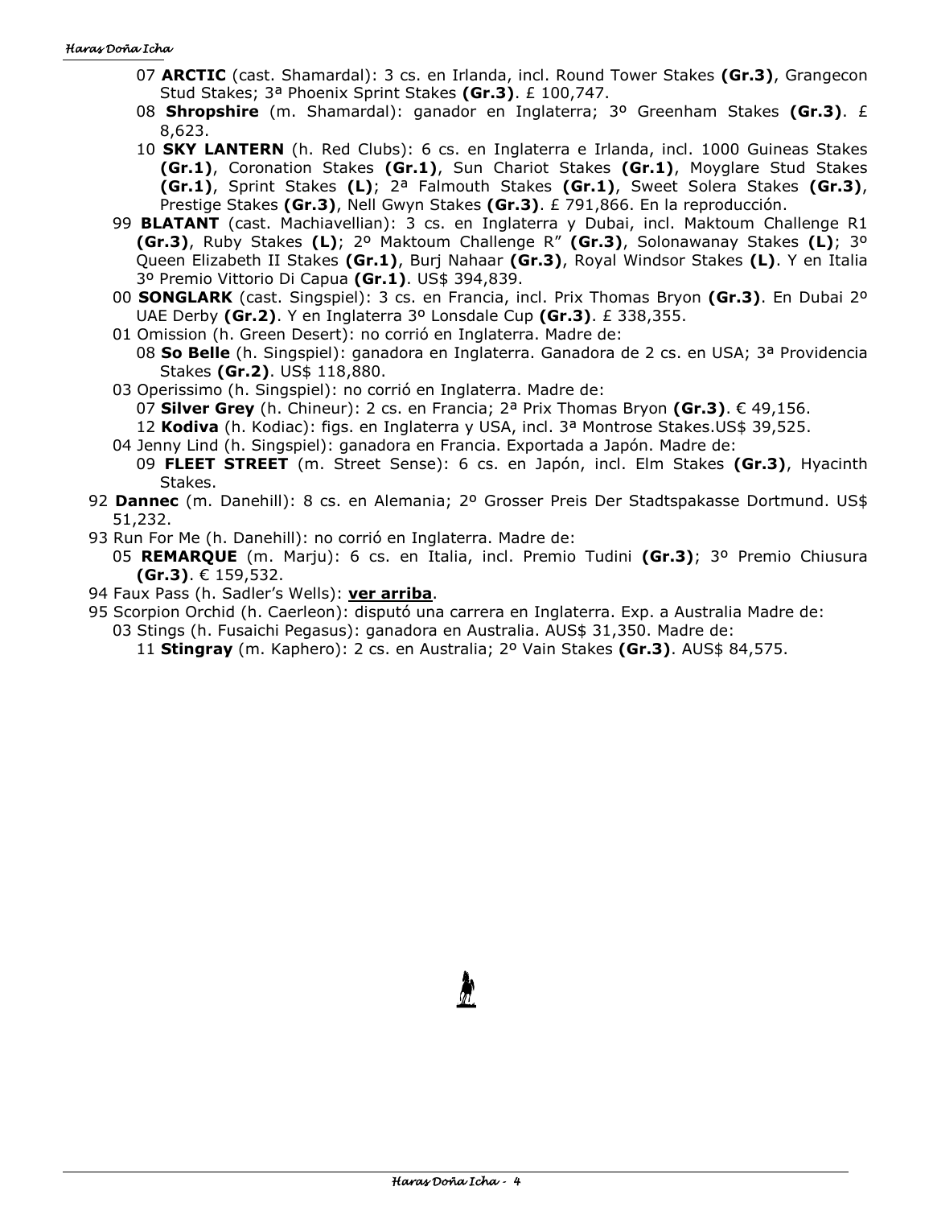- 07 **ARCTIC** (cast. Shamardal): 3 cs. en Irlanda, incl. Round Tower Stakes **(Gr.3)**, Grangecon Stud Stakes; 3ª Phoenix Sprint Stakes **(Gr.3)**. £ 100,747.
- 08 **Shropshire** (m. Shamardal): ganador en Inglaterra; 3º Greenham Stakes **(Gr.3)**. £ 8,623.
- 10 **SKY LANTERN** (h. Red Clubs): 6 cs. en Inglaterra e Irlanda, incl. 1000 Guineas Stakes **(Gr.1)**, Coronation Stakes **(Gr.1)**, Sun Chariot Stakes **(Gr.1)**, Moyglare Stud Stakes **(Gr.1)**, Sprint Stakes **(L)**; 2ª Falmouth Stakes **(Gr.1)**, Sweet Solera Stakes **(Gr.3)**, Prestige Stakes **(Gr.3)**, Nell Gwyn Stakes **(Gr.3)**. £ 791,866. En la reproducción.

99 **BLATANT** (cast. Machiavellian): 3 cs. en Inglaterra y Dubai, incl. Maktoum Challenge R1 **(Gr.3)**, Ruby Stakes **(L)**; 2º Maktoum Challenge R" **(Gr.3)**, Solonawanay Stakes **(L)**; 3º Queen Elizabeth II Stakes **(Gr.1)**, Burj Nahaar **(Gr.3)**, Royal Windsor Stakes **(L)**. Y en Italia 3º Premio Vittorio Di Capua **(Gr.1)**. US$ 394,839.

00 **SONGLARK** (cast. Singspiel): 3 cs. en Francia, incl. Prix Thomas Bryon **(Gr.3)**. En Dubai 2º UAE Derby **(Gr.2)**. Y en Inglaterra 3º Lonsdale Cup **(Gr.3)**. £ 338,355.

01 Omission (h. Green Desert): no corrió en Inglaterra. Madre de:
- 08 **So Belle** (h. Singspiel): ganadora en Inglaterra. Ganadora de 2 cs. en USA; 3ª Providencia Stakes **(Gr.2)**. US$ 118,880.

03 Operissimo (h. Singspiel): no corrió en Inglaterra. Madre de:
- 07 **Silver Grey** (h. Chineur): 2 cs. en Francia; 2ª Prix Thomas Bryon **(Gr.3)**. € 49,156.
- 12 **Kodiva** (h. Kodiac): figs. en Inglaterra y USA, incl. 3ª Montrose Stakes.US$ 39,525.

04 Jenny Lind (h. Singspiel): ganadora en Francia. Exportada a Japón. Madre de:
- 09 **FLEET STREET** (m. Street Sense): 6 cs. en Japón, incl. Elm Stakes **(Gr.3)**, Hyacinth Stakes.

92 **Dannec** (m. Danehill): 8 cs. en Alemania; 2º Grosser Preis Der Stadtspakasse Dortmund. US$ 51,232.

93 Run For Me (h. Danehill): no corrió en Inglaterra. Madre de:
- 05 **REMARQUE** (m. Marju): 6 cs. en Italia, incl. Premio Tudini **(Gr.3)**; 3º Premio Chiusura **(Gr.3)**. € 159,532.

94 Faux Pass (h. Sadler's Wells): **ver arriba**.

95 Scorpion Orchid (h. Caerleon): disputó una carrera en Inglaterra. Exp. a Australia Madre de:
- 03 Stings (h. Fusaichi Pegasus): ganadora en Australia. AUS$ 31,350. Madre de:
  - 11 **Stingray** (m. Kaphero): 2 cs. en Australia; 2º Vain Stakes **(Gr.3)**. AUS$ 84,575.